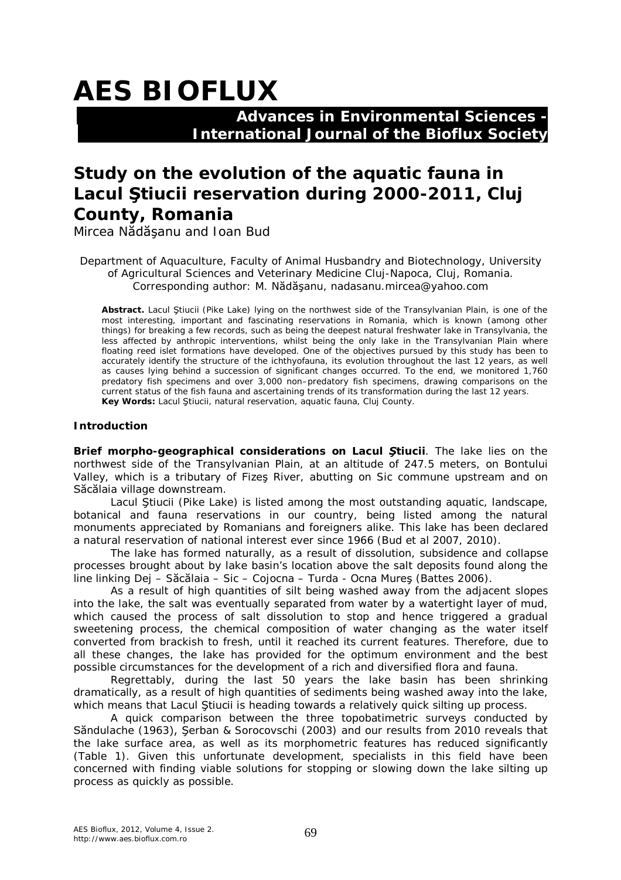# AES BIOFLUX

**Advances in Environmental Sciences - International Journal of the Bioflux Society**

## Study on the evolution of the aquatic fauna in Lacul Ştiucii reservation during 2000-2011, Cluj County, Romania

Mircea Nădăşanu and Ioan Bud

Department of Aquaculture, Faculty of Animal Husbandry and Biotechnology, University of Agricultural Sciences and Veterinary Medicine Cluj-Napoca, Cluj, Romania. Corresponding author: M. Nădăşanu, nadasanu.mircea@yahoo.com

**Abstract.** Lacul Ştiucii (Pike Lake) lying on the northwest side of the Transylvanian Plain, is one of the most interesting, important and fascinating reservations in Romania, which is known (among other things) for breaking a few records, such as being the deepest natural freshwater lake in Transylvania, the less affected by anthropic interventions, whilst being the only lake in the Transylvanian Plain where floating reed islet formations have developed. One of the objectives pursued by this study has been to accurately identify the structure of the ichthyofauna, its evolution throughout the last 12 years, as well as causes lying behind a succession of significant changes occurred. To the end, we monitored 1,760 predatory fish specimens and over 3,000 non–predatory fish specimens, drawing comparisons on the current status of the fish fauna and ascertaining trends of its transformation during the last 12 years.
**Key Words:** Lacul Ştiucii, natural reservation, aquatic fauna, Cluj County.

### Introduction

**Brief morpho-geographical considerations on Lacul Ştiucii**. The lake lies on the northwest side of the Transylvanian Plain, at an altitude of 247.5 meters, on Bontului Valley, which is a tributary of Fizeş River, abutting on Sic commune upstream and on Săcălaia village downstream.

Lacul Ştiucii (Pike Lake) is listed among the most outstanding aquatic, landscape, botanical and fauna reservations in our country, being listed among the natural monuments appreciated by Romanians and foreigners alike. This lake has been declared a natural reservation of national interest ever since 1966 (Bud et al 2007, 2010).

The lake has formed naturally, as a result of dissolution, subsidence and collapse processes brought about by lake basin's location above the salt deposits found along the line linking Dej – Săcălaia – Sic – Cojocna – Turda - Ocna Mureş (Battes 2006).

As a result of high quantities of silt being washed away from the adjacent slopes into the lake, the salt was eventually separated from water by a watertight layer of mud, which caused the process of salt dissolution to stop and hence triggered a gradual sweetening process, the chemical composition of water changing as the water itself converted from brackish to fresh, until it reached its current features. Therefore, due to all these changes, the lake has provided for the optimum environment and the best possible circumstances for the development of a rich and diversified flora and fauna.

Regrettably, during the last 50 years the lake basin has been shrinking dramatically, as a result of high quantities of sediments being washed away into the lake, which means that Lacul Ştiucii is heading towards a relatively quick silting up process.

A quick comparison between the three topobatimetric surveys conducted by Săndulache (1963), Şerban & Sorocovschi (2003) and our results from 2010 reveals that the lake surface area, as well as its morphometric features has reduced significantly (Table 1). Given this unfortunate development, specialists in this field have been concerned with finding viable solutions for stopping or slowing down the lake silting up process as quickly as possible.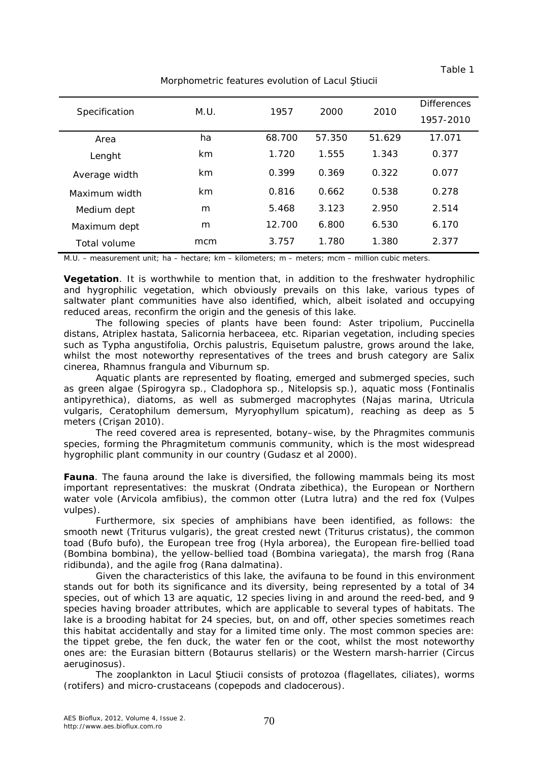Table 1

Morphometric features evolution of Lacul Ştiucii

| Specification | M.U. | 1957 | 2000 | 2010 | Differences 1957-2010 |
|---|---|---|---|---|---|
| Area | ha | 68.700 | 57.350 | 51.629 | 17.071 |
| Lenght | km | 1.720 | 1.555 | 1.343 | 0.377 |
| Average width | km | 0.399 | 0.369 | 0.322 | 0.077 |
| Maximum width | km | 0.816 | 0.662 | 0.538 | 0.278 |
| Medium dept | m | 5.468 | 3.123 | 2.950 | 2.514 |
| Maximum dept | m | 12.700 | 6.800 | 6.530 | 6.170 |
| Total volume | mcm | 3.757 | 1.780 | 1.380 | 2.377 |

M.U. – measurement unit; ha – hectare; km – kilometers; m – meters; mcm – million cubic meters.

**Vegetation**. It is worthwhile to mention that, in addition to the freshwater hydrophilic and hygrophilic vegetation, which obviously prevails on this lake, various types of saltwater plant communities have also identified, which, albeit isolated and occupying reduced areas, reconfirm the origin and the genesis of this lake.

The following species of plants have been found: *Aster tripolium*, *Puccinella distans*, *Atriplex hastata*, *Salicornia herbaceea*, etc. Riparian vegetation, including species such as *Typha angustifolia*, *Orchis palustris*, *Equisetum palustre*, grows around the lake, whilst the most noteworthy representatives of the trees and brush category are *Salix cinerea*, *Rhamnus frangula* and *Viburnum* sp.

Aquatic plants are represented by floating, emerged and submerged species, such as green algae (*Spirogyra* sp., *Cladophora* sp., *Nitelopsis* sp.), aquatic moss (*Fontinalis antipyrethica*), diatoms, as well as submerged macrophytes (*Najas marina*, *Utricula vulgaris*, *Ceratophilum demersum*, *Myryophyllum spicatum*), reaching as deep as 5 meters (Crişan 2010).

The reed covered area is represented, botany–wise, by the *Phragmites communis* species, forming the *Phragmitetum communis* community, which is the most widespread hygrophilic plant community in our country (Gudasz et al 2000).

**Fauna**. The fauna around the lake is diversified, the following mammals being its most important representatives: the muskrat (*Ondrata zibethica*), the European or Northern water vole (*Arvicola amfibius*), the common otter (*Lutra lutra*) and the red fox (*Vulpes vulpes*).

Furthermore, six species of amphibians have been identified, as follows: the smooth newt (*Triturus vulgaris*), the great crested newt (*Triturus cristatus*), the common toad (*Bufo bufo*), the European tree frog (*Hyla arborea*), the European fire-bellied toad (*Bombina bombina*), the yellow-bellied toad (*Bombina variegata*), the marsh frog (*Rana ridibunda*), and the agile frog (*Rana dalmatina*).

Given the characteristics of this lake, the avifauna to be found in this environment stands out for both its significance and its diversity, being represented by a total of 34 species, out of which 13 are aquatic, 12 species living in and around the reed-bed, and 9 species having broader attributes, which are applicable to several types of habitats. The lake is a brooding habitat for 24 species, but, on and off, other species sometimes reach this habitat accidentally and stay for a limited time only. The most common species are: the tippet grebe, the fen duck, the water fen or the coot, whilst the most noteworthy ones are: the Eurasian bittern (*Botaurus stellaris*) or the Western marsh-harrier (*Circus aeruginosus*).

The zooplankton in Lacul Ştiucii consists of protozoa (flagellates, ciliates), worms (rotifers) and micro-crustaceans (copepods and cladocerous).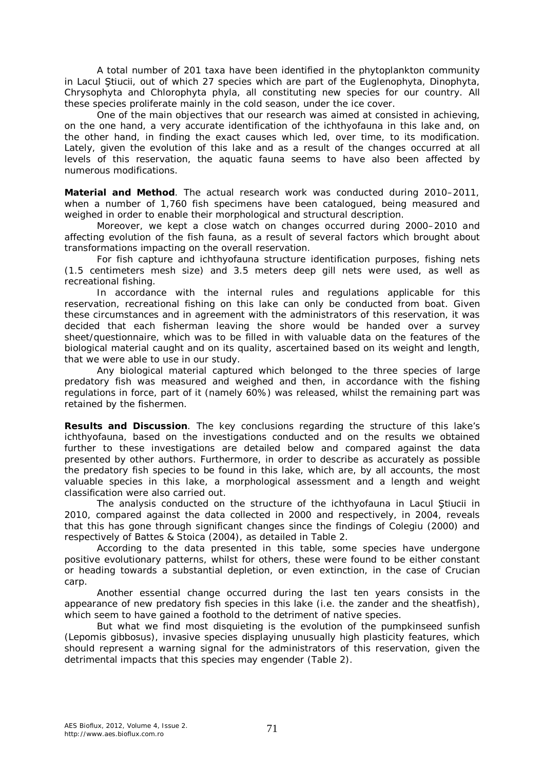A total number of 201 taxa have been identified in the phytoplankton community in Lacul Ştiucii, out of which 27 species which are part of the Euglenophyta, Dinophyta, Chrysophyta and Chlorophyta phyla, all constituting new species for our country. All these species proliferate mainly in the cold season, under the ice cover.

One of the main objectives that our research was aimed at consisted in achieving, on the one hand, a very accurate identification of the ichthyofauna in this lake and, on the other hand, in finding the exact causes which led, over time, to its modification. Lately, given the evolution of this lake and as a result of the changes occurred at all levels of this reservation, the aquatic fauna seems to have also been affected by numerous modifications.

**Material and Method**. The actual research work was conducted during 2010–2011, when a number of 1,760 fish specimens have been catalogued, being measured and weighed in order to enable their morphological and structural description.

Moreover, we kept a close watch on changes occurred during 2000–2010 and affecting evolution of the fish fauna, as a result of several factors which brought about transformations impacting on the overall reservation.

For fish capture and ichthyofauna structure identification purposes, fishing nets (1.5 centimeters mesh size) and 3.5 meters deep gill nets were used, as well as recreational fishing.

In accordance with the internal rules and regulations applicable for this reservation, recreational fishing on this lake can only be conducted from boat. Given these circumstances and in agreement with the administrators of this reservation, it was decided that each fisherman leaving the shore would be handed over a survey sheet/questionnaire, which was to be filled in with valuable data on the features of the biological material caught and on its quality, ascertained based on its weight and length, that we were able to use in our study.

Any biological material captured which belonged to the three species of large predatory fish was measured and weighed and then, in accordance with the fishing regulations in force, part of it (namely 60%) was released, whilst the remaining part was retained by the fishermen.

**Results and Discussion**. The key conclusions regarding the structure of this lake's ichthyofauna, based on the investigations conducted and on the results we obtained further to these investigations are detailed below and compared against the data presented by other authors. Furthermore, in order to describe as accurately as possible the predatory fish species to be found in this lake, which are, by all accounts, the most valuable species in this lake, a morphological assessment and a length and weight classification were also carried out.

The analysis conducted on the structure of the ichthyofauna in Lacul Ştiucii in 2010, compared against the data collected in 2000 and respectively, in 2004, reveals that this has gone through significant changes since the findings of Colegiu (2000) and respectively of Battes & Stoica (2004), as detailed in Table 2.

According to the data presented in this table, some species have undergone positive evolutionary patterns, whilst for others, these were found to be either constant or heading towards a substantial depletion, or even extinction, in the case of Crucian carp.

Another essential change occurred during the last ten years consists in the appearance of new predatory fish species in this lake (i.e. the zander and the sheatfish), which seem to have gained a foothold to the detriment of native species.

But what we find most disquieting is the evolution of the pumpkinseed sunfish (*Lepomis gibbosus*), invasive species displaying unusually high plasticity features, which should represent a warning signal for the administrators of this reservation, given the detrimental impacts that this species may engender (Table 2).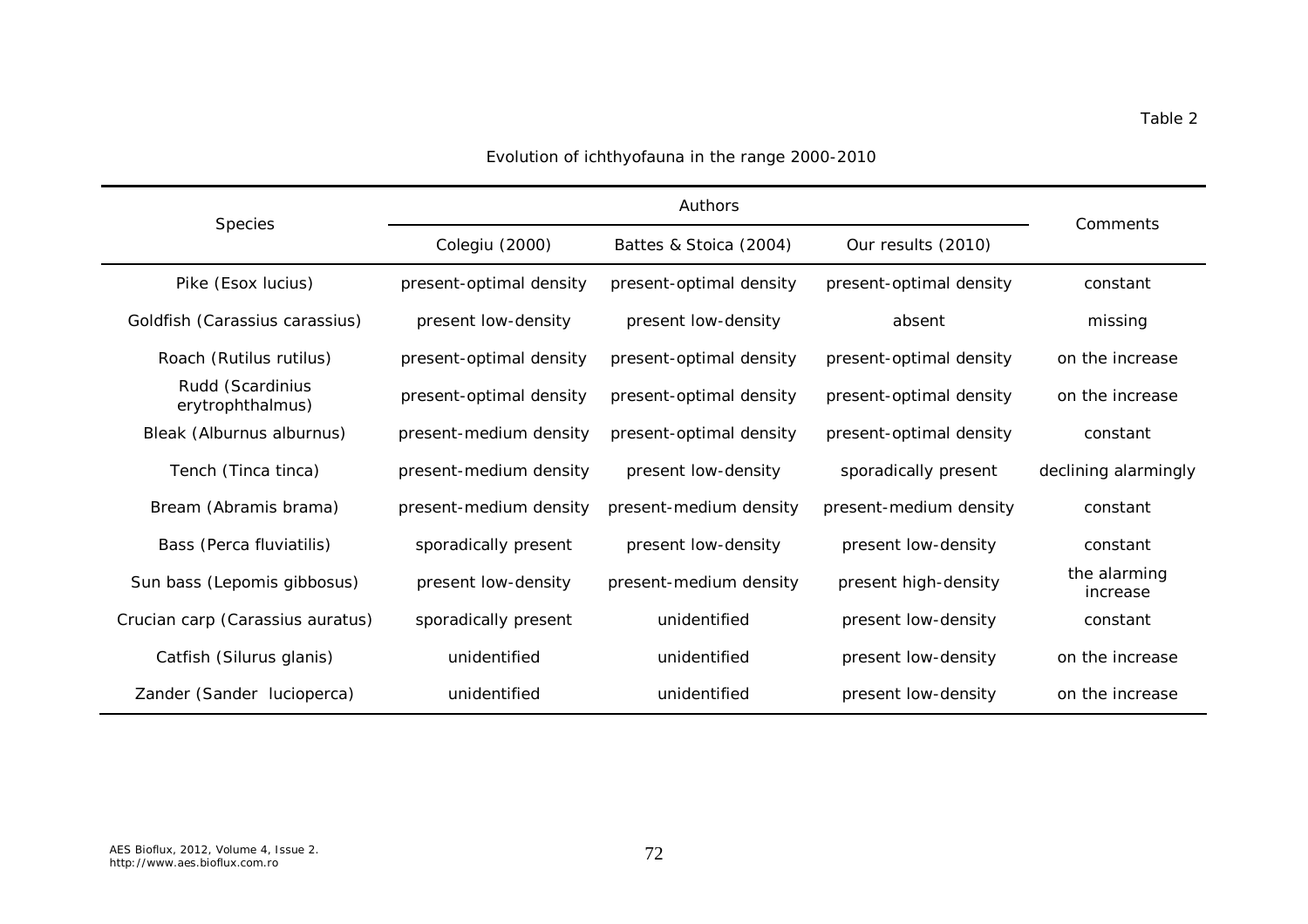Table 2

Evolution of ichthyofauna in the range 2000-2010

| Species | Authors | | | Comments |
|---|---|---|---|---|
| | Colegiu (2000) | Battes & Stoica (2004) | Our results (2010) | |
| Pike (*Esox lucius*) | present-optimal density | present-optimal density | present-optimal density | constant |
| Goldfish (*Carassius carassius*) | present low-density | present low-density | absent | missing |
| Roach (*Rutilus rutilus*) | present-optimal density | present-optimal density | present-optimal density | on the increase |
| Rudd (*Scardinius erytrophthalmus*) | present-optimal density | present-optimal density | present-optimal density | on the increase |
| Bleak (*Alburnus alburnus*) | present-medium density | present-optimal density | present-optimal density | constant |
| Tench (*Tinca tinca*) | present-medium density | present low-density | sporadically present | declining alarmingly |
| Bream (*Abramis brama*) | present-medium density | present-medium density | present-medium density | constant |
| Bass (*Perca fluviatilis*) | sporadically present | present low-density | present low-density | constant |
| Sun bass (*Lepomis gibbosus*) | present low-density | present-medium density | present high-density | the alarming increase |
| Crucian carp (*Carassius auratus*) | sporadically present | unidentified | present low-density | constant |
| Catfish (*Silurus glanis*) | unidentified | unidentified | present low-density | on the increase |
| Zander (*Sander lucioperca*) | unidentified | unidentified | present low-density | on the increase |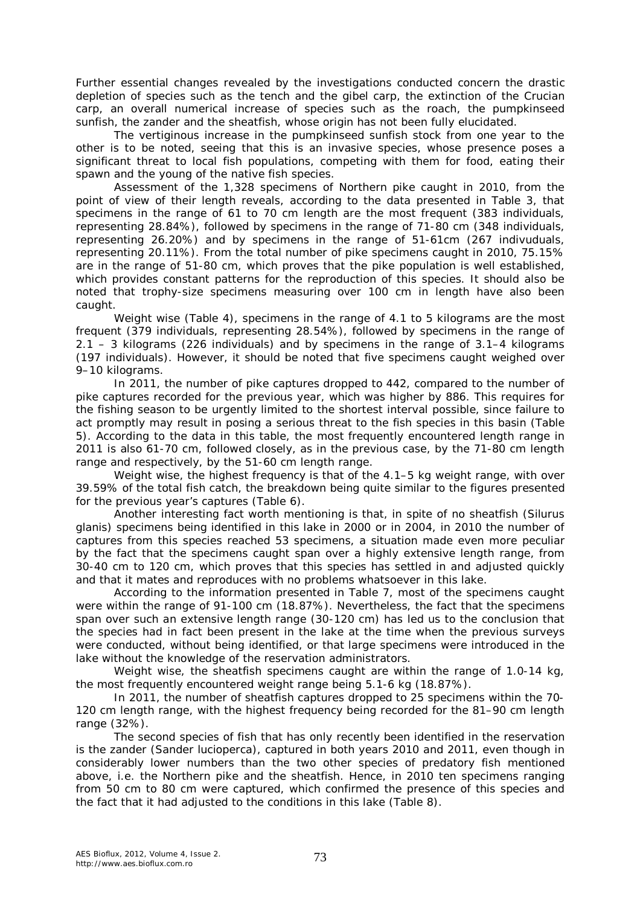Further essential changes revealed by the investigations conducted concern the drastic depletion of species such as the tench and the gibel carp, the extinction of the Crucian carp, an overall numerical increase of species such as the roach, the pumpkinseed sunfish, the zander and the sheatfish, whose origin has not been fully elucidated.

The vertiginous increase in the pumpkinseed sunfish stock from one year to the other is to be noted, seeing that this is an invasive species, whose presence poses a significant threat to local fish populations, competing with them for food, eating their spawn and the young of the native fish species.

Assessment of the 1,328 specimens of Northern pike caught in 2010, from the point of view of their length reveals, according to the data presented in Table 3, that specimens in the range of 61 to 70 cm length are the most frequent (383 individuals, representing 28.84%), followed by specimens in the range of 71-80 cm (348 individuals, representing 26.20%) and by specimens in the range of 51-61cm (267 indivuduals, representing 20.11%). From the total number of pike specimens caught in 2010, 75.15% are in the range of 51-80 cm, which proves that the pike population is well established, which provides constant patterns for the reproduction of this species. It should also be noted that trophy-size specimens measuring over 100 cm in length have also been caught.

Weight wise (Table 4), specimens in the range of 4.1 to 5 kilograms are the most frequent (379 individuals, representing 28.54%), followed by specimens in the range of 2.1 – 3 kilograms (226 individuals) and by specimens in the range of 3.1–4 kilograms (197 individuals). However, it should be noted that five specimens caught weighed over 9–10 kilograms.

In 2011, the number of pike captures dropped to 442, compared to the number of pike captures recorded for the previous year, which was higher by 886. This requires for the fishing season to be urgently limited to the shortest interval possible, since failure to act promptly may result in posing a serious threat to the fish species in this basin (Table 5). According to the data in this table, the most frequently encountered length range in 2011 is also 61-70 cm, followed closely, as in the previous case, by the 71-80 cm length range and respectively, by the 51-60 cm length range.

Weight wise, the highest frequency is that of the 4.1–5 kg weight range, with over 39.59% of the total fish catch, the breakdown being quite similar to the figures presented for the previous year's captures (Table 6).

Another interesting fact worth mentioning is that, in spite of no sheatfish (*Silurus glanis*) specimens being identified in this lake in 2000 or in 2004, in 2010 the number of captures from this species reached 53 specimens, a situation made even more peculiar by the fact that the specimens caught span over a highly extensive length range, from 30-40 cm to 120 cm, which proves that this species has settled in and adjusted quickly and that it mates and reproduces with no problems whatsoever in this lake.

According to the information presented in Table 7, most of the specimens caught were within the range of 91-100 cm (18.87%). Nevertheless, the fact that the specimens span over such an extensive length range (30-120 cm) has led us to the conclusion that the species had in fact been present in the lake at the time when the previous surveys were conducted, without being identified, or that large specimens were introduced in the lake without the knowledge of the reservation administrators.

Weight wise, the sheatfish specimens caught are within the range of 1.0-14 kg, the most frequently encountered weight range being 5.1-6 kg (18.87%).

In 2011, the number of sheatfish captures dropped to 25 specimens within the 70-120 cm length range, with the highest frequency being recorded for the 81–90 cm length range (32%).

The second species of fish that has only recently been identified in the reservation is the zander (*Sander lucioperca*), captured in both years 2010 and 2011, even though in considerably lower numbers than the two other species of predatory fish mentioned above, i.e. the Northern pike and the sheatfish. Hence, in 2010 ten specimens ranging from 50 cm to 80 cm were captured, which confirmed the presence of this species and the fact that it had adjusted to the conditions in this lake (Table 8).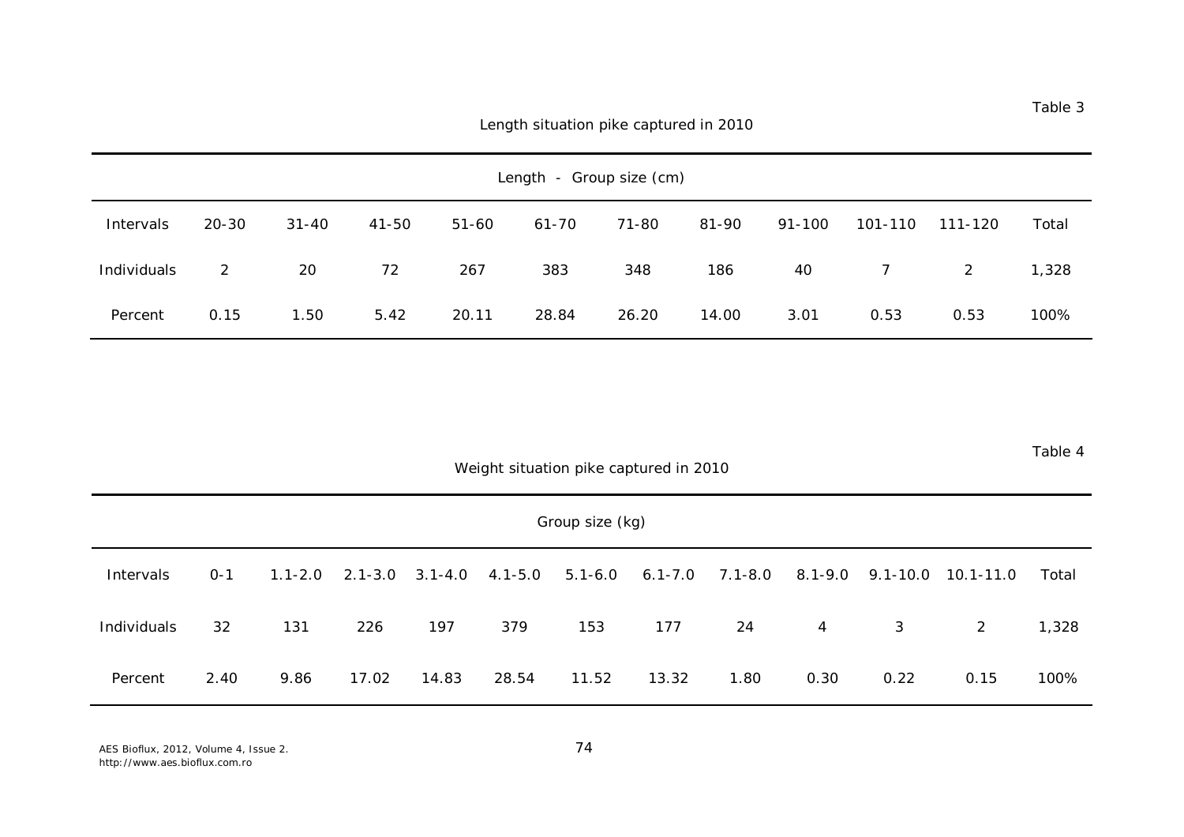Table 3

Length situation pike captured in 2010

| Length - Group size (cm) | | | | | | | | | | | |
|---|---|---|---|---|---|---|---|---|---|---|---|
| Intervals | 20-30 | 31-40 | 41-50 | 51-60 | 61-70 | 71-80 | 81-90 | 91-100 | 101-110 | 111-120 | Total |
| Individuals | 2 | 20 | 72 | 267 | 383 | 348 | 186 | 40 | 7 | 2 | 1,328 |
| Percent | 0.15 | 1.50 | 5.42 | 20.11 | 28.84 | 26.20 | 14.00 | 3.01 | 0.53 | 0.53 | 100% |

Table 4

Weight situation pike captured in 2010

| Group size (kg) | | | | | | | | | | | |
|---|---|---|---|---|---|---|---|---|---|---|---|
| Intervals | 0-1 | 1.1-2.0 | 2.1-3.0 | 3.1-4.0 | 4.1-5.0 | 5.1-6.0 | 6.1-7.0 | 7.1-8.0 | 8.1-9.0 | 9.1-10.0 | 10.1-11.0 | Total |
| Individuals | 32 | 131 | 226 | 197 | 379 | 153 | 177 | 24 | 4 | 3 | 2 | 1,328 |
| Percent | 2.40 | 9.86 | 17.02 | 14.83 | 28.54 | 11.52 | 13.32 | 1.80 | 0.30 | 0.22 | 0.15 | 100% |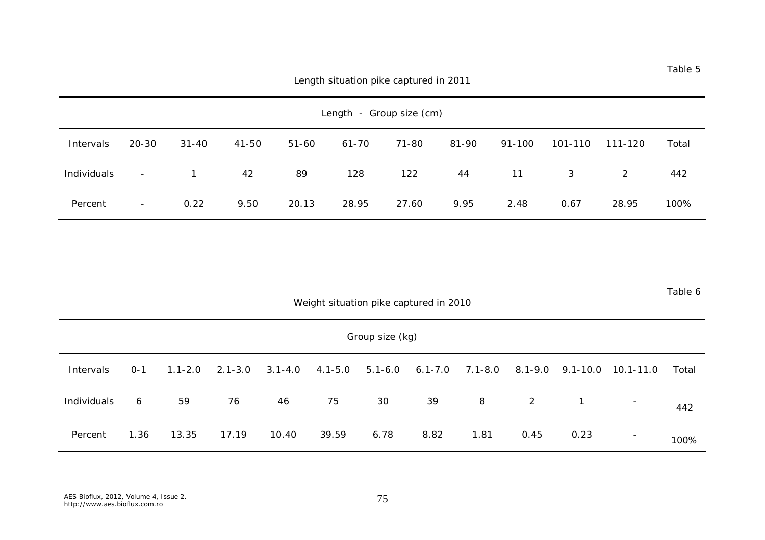Table 5

Length situation pike captured in 2011

| Length - Group size (cm) | | | | | | | | | | | |
|---|---|---|---|---|---|---|---|---|---|---|---|
| Intervals | 20-30 | 31-40 | 41-50 | 51-60 | 61-70 | 71-80 | 81-90 | 91-100 | 101-110 | 111-120 | Total |
| Individuals | - | 1 | 42 | 89 | 128 | 122 | 44 | 11 | 3 | 2 | 442 |
| Percent | - | 0.22 | 9.50 | 20.13 | 28.95 | 27.60 | 9.95 | 2.48 | 0.67 | 28.95 | 100% |

Table 6

Weight situation pike captured in 2010

| Group size (kg) | | | | | | | | | | | |
|---|---|---|---|---|---|---|---|---|---|---|---|
| Intervals | 0-1 | 1.1-2.0 | 2.1-3.0 | 3.1-4.0 | 4.1-5.0 | 5.1-6.0 | 6.1-7.0 | 7.1-8.0 | 8.1-9.0 | 9.1-10.0 | 10.1-11.0 | Total |
| Individuals | 6 | 59 | 76 | 46 | 75 | 30 | 39 | 8 | 2 | 1 | - | 442 |
| Percent | 1.36 | 13.35 | 17.19 | 10.40 | 39.59 | 6.78 | 8.82 | 1.81 | 0.45 | 0.23 | - | 100% |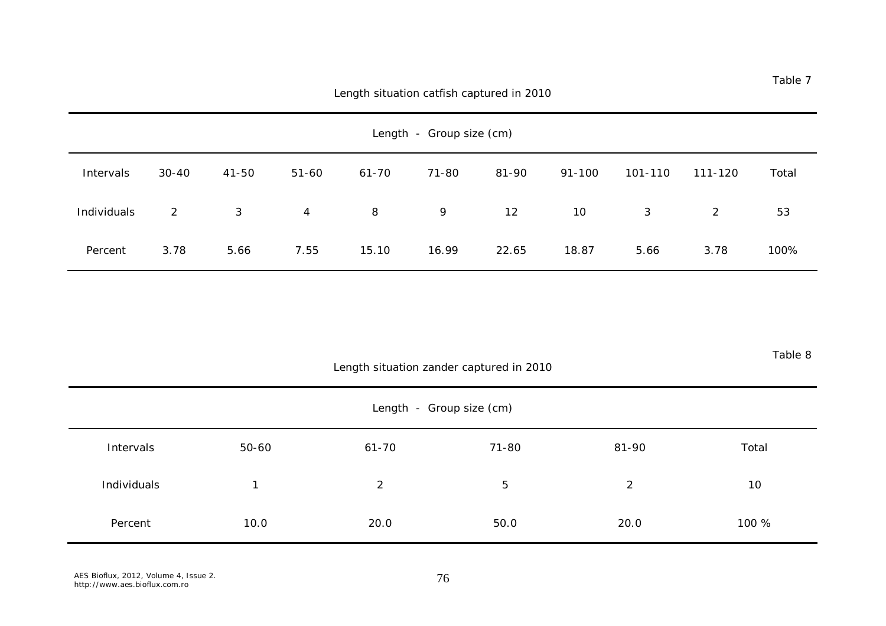Table 7

Length situation catfish captured in 2010

| Length - Group size (cm) | | | | | | | | | | |
|---|---|---|---|---|---|---|---|---|---|---|
| Intervals | 30-40 | 41-50 | 51-60 | 61-70 | 71-80 | 81-90 | 91-100 | 101-110 | 111-120 | Total |
| Individuals | 2 | 3 | 4 | 8 | 9 | 12 | 10 | 3 | 2 | 53 |
| Percent | 3.78 | 5.66 | 7.55 | 15.10 | 16.99 | 22.65 | 18.87 | 5.66 | 3.78 | 100% |

Table 8

Length situation zander captured in 2010

| Length - Group size (cm) | | | | | |
|---|---|---|---|---|---|
| Intervals | 50-60 | 61-70 | 71-80 | 81-90 | Total |
| Individuals | 1 | 2 | 5 | 2 | 10 |
| Percent | 10.0 | 20.0 | 50.0 | 20.0 | 100 % |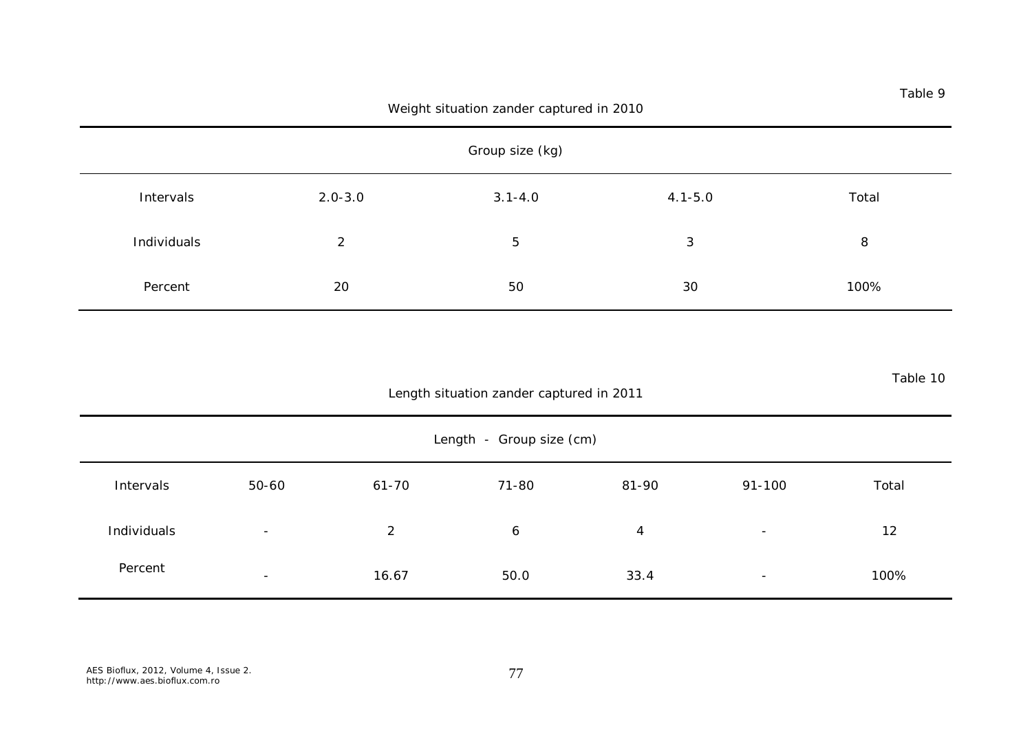Table 9

Weight situation zander captured in 2010

| Group size (kg) | | | | |
|---|---|---|---|---|
| Intervals | 2.0-3.0 | 3.1-4.0 | 4.1-5.0 | Total |
| Individuals | 2 | 5 | 3 | 8 |
| Percent | 20 | 50 | 30 | 100% |

Table 10

Length situation zander captured in 2011

| Length - Group size (cm) | | | | | | |
|---|---|---|---|---|---|---|
| Intervals | 50-60 | 61-70 | 71-80 | 81-90 | 91-100 | Total |
| Individuals | - | 2 | 6 | 4 | - | 12 |
| Percent | - | 16.67 | 50.0 | 33.4 | - | 100% |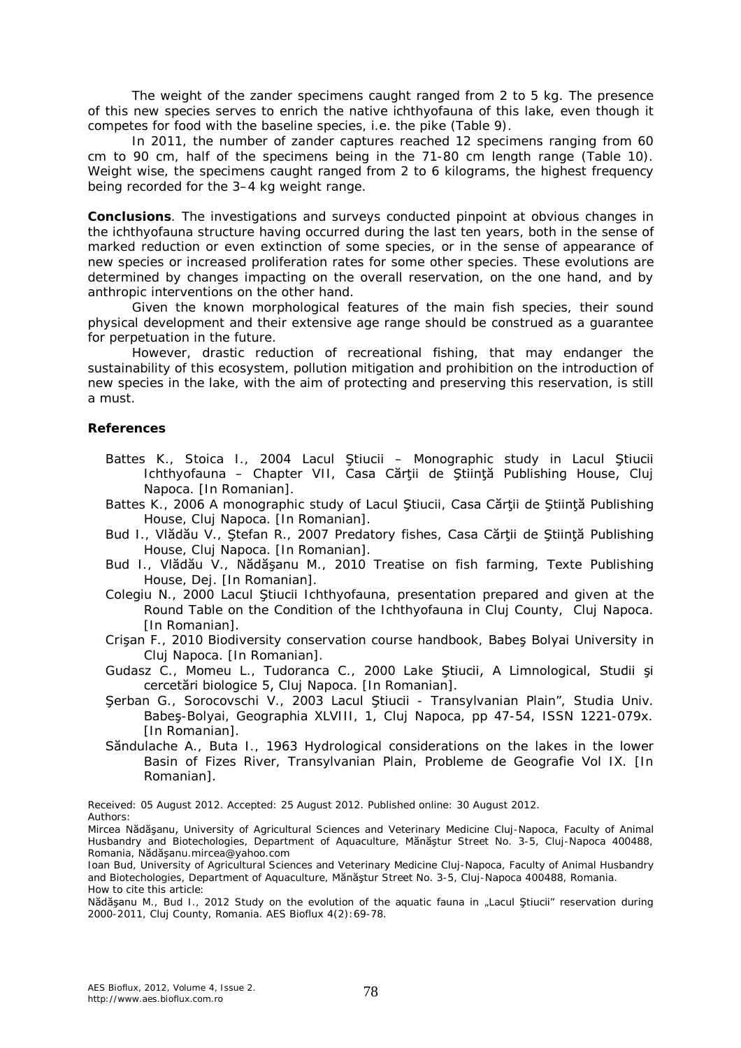The weight of the zander specimens caught ranged from 2 to 5 kg. The presence of this new species serves to enrich the native ichthyofauna of this lake, even though it competes for food with the baseline species, i.e. the pike (Table 9).

In 2011, the number of zander captures reached 12 specimens ranging from 60 cm to 90 cm, half of the specimens being in the 71-80 cm length range (Table 10). Weight wise, the specimens caught ranged from 2 to 6 kilograms, the highest frequency being recorded for the 3–4 kg weight range.

**Conclusions**. The investigations and surveys conducted pinpoint at obvious changes in the ichthyofauna structure having occurred during the last ten years, both in the sense of marked reduction or even extinction of some species, or in the sense of appearance of new species or increased proliferation rates for some other species. These evolutions are determined by changes impacting on the overall reservation, on the one hand, and by anthropic interventions on the other hand.

Given the known morphological features of the main fish species, their sound physical development and their extensive age range should be construed as a guarantee for perpetuation in the future.

However, drastic reduction of recreational fishing, that may endanger the sustainability of this ecosystem, pollution mitigation and prohibition on the introduction of new species in the lake, with the aim of protecting and preserving this reservation, is still a must.

## References

Battes K., Stoica I., 2004 Lacul Ştiucii – Monographic study in Lacul Ştiucii Ichthyofauna – Chapter VII, Casa Cărţii de Ştiinţă Publishing House, Cluj Napoca. [In Romanian].

Battes K., 2006 A monographic study of Lacul Ştiucii, Casa Cărţii de Ştiinţă Publishing House, Cluj Napoca. [In Romanian].

Bud I., Vlădău V., Ştefan R., 2007 Predatory fishes, Casa Cărţii de Ştiinţă Publishing House, Cluj Napoca. [In Romanian].

Bud I., Vlădău V., Nădăşanu M., 2010 Treatise on fish farming, Texte Publishing House, Dej. [In Romanian].

Colegiu N., 2000 Lacul Ştiucii Ichthyofauna, presentation prepared and given at the Round Table on the Condition of the Ichthyofauna in Cluj County, Cluj Napoca. [In Romanian].

Crişan F., 2010 Biodiversity conservation course handbook, Babeş Bolyai University in Cluj Napoca. [In Romanian].

Gudasz C., Momeu L., Tudoranca C., 2000 Lake Ştiucii, A Limnological, Studii şi cercetări biologice 5, Cluj Napoca. [In Romanian].

Şerban G., Sorocovschi V., 2003 Lacul Ştiucii - Transylvanian Plain", Studia Univ. Babeş-Bolyai, Geographia XLVIII, 1, Cluj Napoca, pp 47-54, ISSN 1221-079x. [In Romanian].

Săndulache A., Buta I., 1963 Hydrological considerations on the lakes in the lower Basin of Fizes River, Transylvanian Plain, Probleme de Geografie Vol IX. [In Romanian].

Received: 05 August 2012. Accepted: 25 August 2012. Published online: 30 August 2012.
Authors:
Mircea Nădăşanu, University of Agricultural Sciences and Veterinary Medicine Cluj-Napoca, Faculty of Animal Husbandry and Biotechologies, Department of Aquaculture, Mănăştur Street No. 3-5, Cluj-Napoca 400488, Romania, Nădăşanu.mircea@yahoo.com
Ioan Bud, University of Agricultural Sciences and Veterinary Medicine Cluj-Napoca, Faculty of Animal Husbandry and Biotechologies, Department of Aquaculture, Mănăştur Street No. 3-5, Cluj-Napoca 400488, Romania.
How to cite this article:
Nădăşanu M., Bud I., 2012 Study on the evolution of the aquatic fauna in „Lacul Ştiucii" reservation during 2000-2011, Cluj County, Romania. AES Bioflux 4(2):69-78.